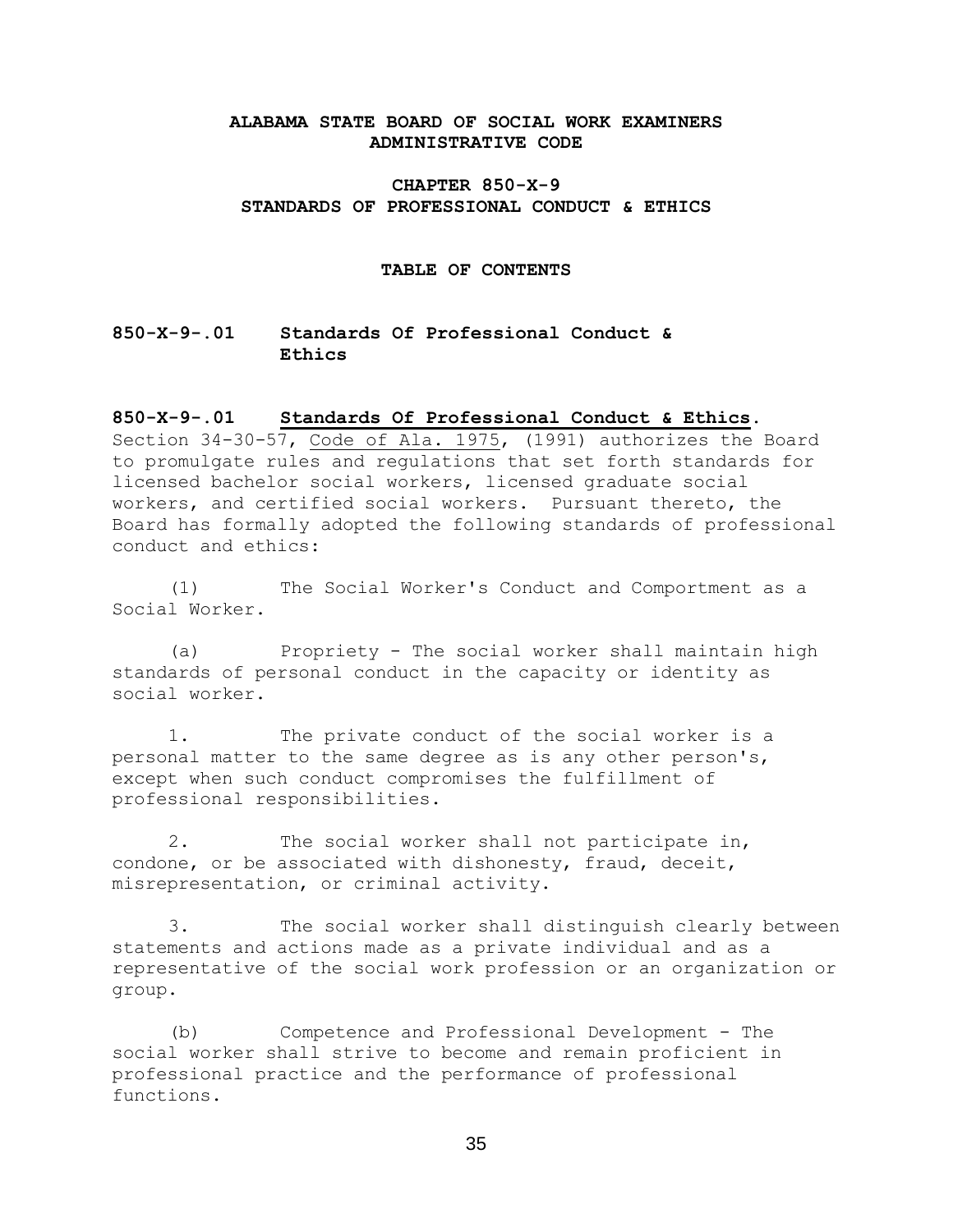**ALABAMA STATE BOARD OF SOCIAL WORK EXAMINERS**
**ADMINISTRATIVE CODE**

**CHAPTER 850-X-9**
**STANDARDS OF PROFESSIONAL CONDUCT & ETHICS**

**TABLE OF CONTENTS**

**850-X-9-.01 Standards Of Professional Conduct & Ethics**

**850-X-9-.01 <u>Standards Of Professional Conduct & Ethics</u>.** Section 34-30-57, <u>Code of Ala. 1975</u>, (1991) authorizes the Board to promulgate rules and regulations that set forth standards for licensed bachelor social workers, licensed graduate social workers, and certified social workers. Pursuant thereto, the Board has formally adopted the following standards of professional conduct and ethics:

(1) The Social Worker's Conduct and Comportment as a Social Worker.

(a) Propriety - The social worker shall maintain high standards of personal conduct in the capacity or identity as social worker.

1. The private conduct of the social worker is a personal matter to the same degree as is any other person's, except when such conduct compromises the fulfillment of professional responsibilities.

2. The social worker shall not participate in, condone, or be associated with dishonesty, fraud, deceit, misrepresentation, or criminal activity.

3. The social worker shall distinguish clearly between statements and actions made as a private individual and as a representative of the social work profession or an organization or group.

(b) Competence and Professional Development - The social worker shall strive to become and remain proficient in professional practice and the performance of professional functions.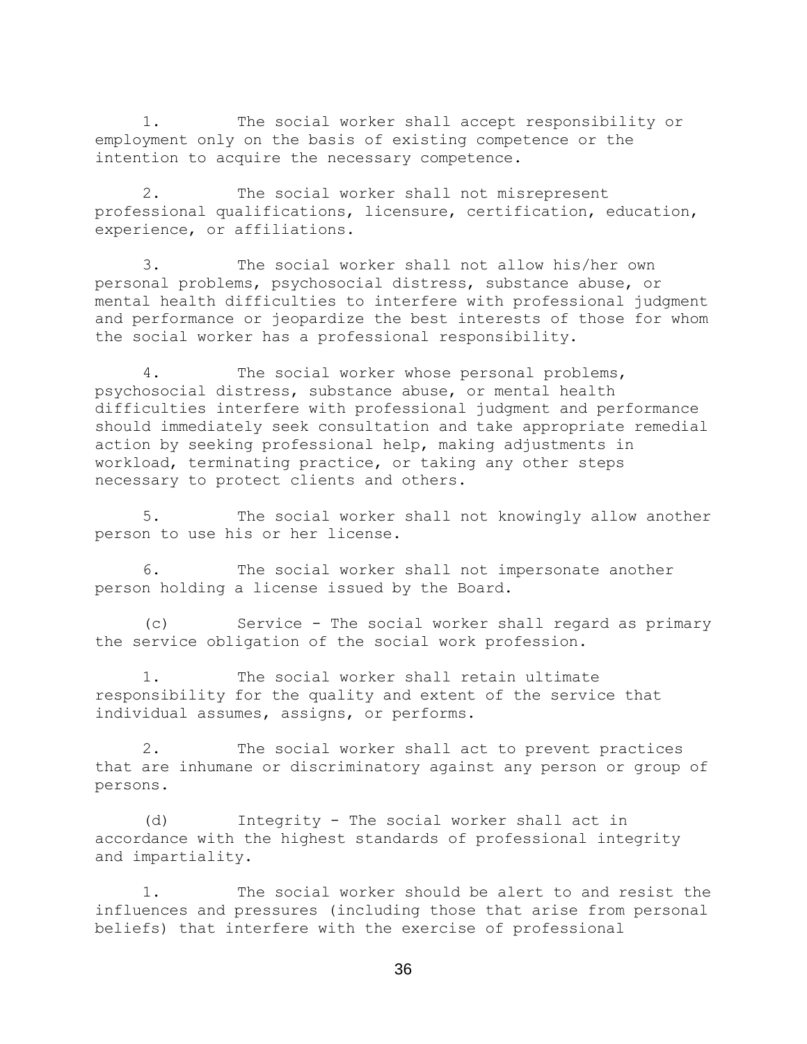1. The social worker shall accept responsibility or employment only on the basis of existing competence or the intention to acquire the necessary competence.

2. The social worker shall not misrepresent professional qualifications, licensure, certification, education, experience, or affiliations.

3. The social worker shall not allow his/her own personal problems, psychosocial distress, substance abuse, or mental health difficulties to interfere with professional judgment and performance or jeopardize the best interests of those for whom the social worker has a professional responsibility.

4. The social worker whose personal problems, psychosocial distress, substance abuse, or mental health difficulties interfere with professional judgment and performance should immediately seek consultation and take appropriate remedial action by seeking professional help, making adjustments in workload, terminating practice, or taking any other steps necessary to protect clients and others.

5. The social worker shall not knowingly allow another person to use his or her license.

6. The social worker shall not impersonate another person holding a license issued by the Board.

(c) Service - The social worker shall regard as primary the service obligation of the social work profession.

1. The social worker shall retain ultimate responsibility for the quality and extent of the service that individual assumes, assigns, or performs.

2. The social worker shall act to prevent practices that are inhumane or discriminatory against any person or group of persons.

(d) Integrity - The social worker shall act in accordance with the highest standards of professional integrity and impartiality.

1. The social worker should be alert to and resist the influences and pressures (including those that arise from personal beliefs) that interfere with the exercise of professional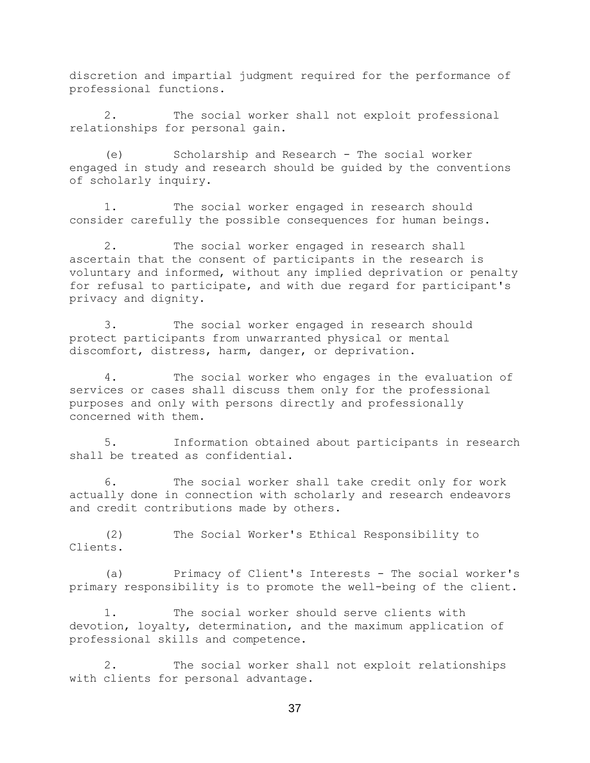discretion and impartial judgment required for the performance of professional functions.

2. The social worker shall not exploit professional relationships for personal gain.

(e) Scholarship and Research - The social worker engaged in study and research should be guided by the conventions of scholarly inquiry.

1. The social worker engaged in research should consider carefully the possible consequences for human beings.

2. The social worker engaged in research shall ascertain that the consent of participants in the research is voluntary and informed, without any implied deprivation or penalty for refusal to participate, and with due regard for participant's privacy and dignity.

3. The social worker engaged in research should protect participants from unwarranted physical or mental discomfort, distress, harm, danger, or deprivation.

4. The social worker who engages in the evaluation of services or cases shall discuss them only for the professional purposes and only with persons directly and professionally concerned with them.

5. Information obtained about participants in research shall be treated as confidential.

6. The social worker shall take credit only for work actually done in connection with scholarly and research endeavors and credit contributions made by others.

(2) The Social Worker's Ethical Responsibility to Clients.

(a) Primacy of Client's Interests - The social worker's primary responsibility is to promote the well-being of the client.

1. The social worker should serve clients with devotion, loyalty, determination, and the maximum application of professional skills and competence.

2. The social worker shall not exploit relationships with clients for personal advantage.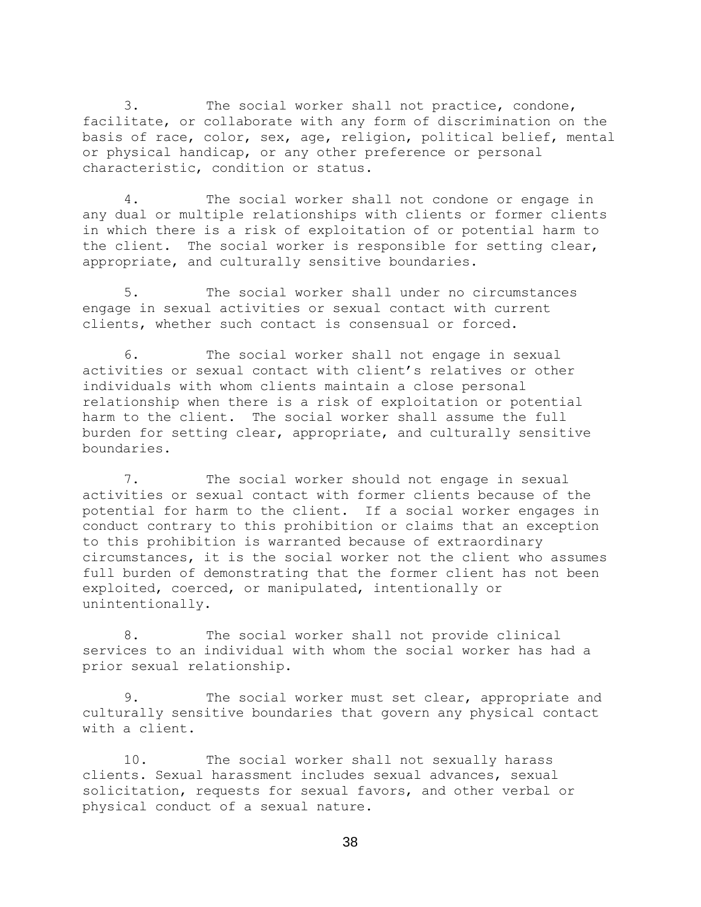3. The social worker shall not practice, condone, facilitate, or collaborate with any form of discrimination on the basis of race, color, sex, age, religion, political belief, mental or physical handicap, or any other preference or personal characteristic, condition or status.

4. The social worker shall not condone or engage in any dual or multiple relationships with clients or former clients in which there is a risk of exploitation of or potential harm to the client. The social worker is responsible for setting clear, appropriate, and culturally sensitive boundaries.

5. The social worker shall under no circumstances engage in sexual activities or sexual contact with current clients, whether such contact is consensual or forced.

6. The social worker shall not engage in sexual activities or sexual contact with client's relatives or other individuals with whom clients maintain a close personal relationship when there is a risk of exploitation or potential harm to the client. The social worker shall assume the full burden for setting clear, appropriate, and culturally sensitive boundaries.

7. The social worker should not engage in sexual activities or sexual contact with former clients because of the potential for harm to the client. If a social worker engages in conduct contrary to this prohibition or claims that an exception to this prohibition is warranted because of extraordinary circumstances, it is the social worker not the client who assumes full burden of demonstrating that the former client has not been exploited, coerced, or manipulated, intentionally or unintentionally.

8. The social worker shall not provide clinical services to an individual with whom the social worker has had a prior sexual relationship.

9. The social worker must set clear, appropriate and culturally sensitive boundaries that govern any physical contact with a client.

10. The social worker shall not sexually harass clients. Sexual harassment includes sexual advances, sexual solicitation, requests for sexual favors, and other verbal or physical conduct of a sexual nature.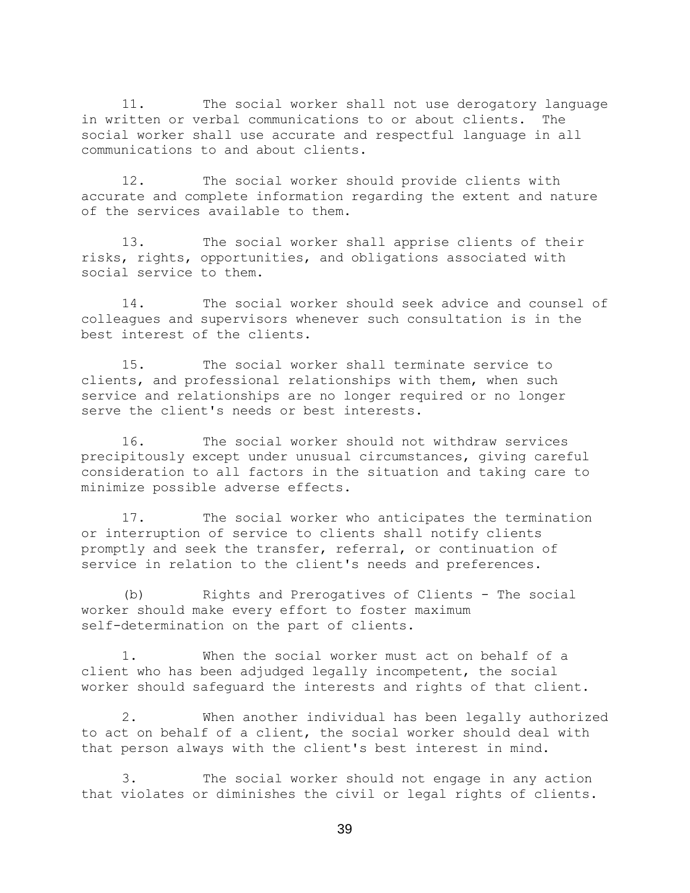11. The social worker shall not use derogatory language in written or verbal communications to or about clients. The social worker shall use accurate and respectful language in all communications to and about clients.

12. The social worker should provide clients with accurate and complete information regarding the extent and nature of the services available to them.

13. The social worker shall apprise clients of their risks, rights, opportunities, and obligations associated with social service to them.

14. The social worker should seek advice and counsel of colleagues and supervisors whenever such consultation is in the best interest of the clients.

15. The social worker shall terminate service to clients, and professional relationships with them, when such service and relationships are no longer required or no longer serve the client's needs or best interests.

16. The social worker should not withdraw services precipitously except under unusual circumstances, giving careful consideration to all factors in the situation and taking care to minimize possible adverse effects.

17. The social worker who anticipates the termination or interruption of service to clients shall notify clients promptly and seek the transfer, referral, or continuation of service in relation to the client's needs and preferences.

(b) Rights and Prerogatives of Clients - The social worker should make every effort to foster maximum self-determination on the part of clients.

1. When the social worker must act on behalf of a client who has been adjudged legally incompetent, the social worker should safeguard the interests and rights of that client.

2. When another individual has been legally authorized to act on behalf of a client, the social worker should deal with that person always with the client's best interest in mind.

3. The social worker should not engage in any action that violates or diminishes the civil or legal rights of clients.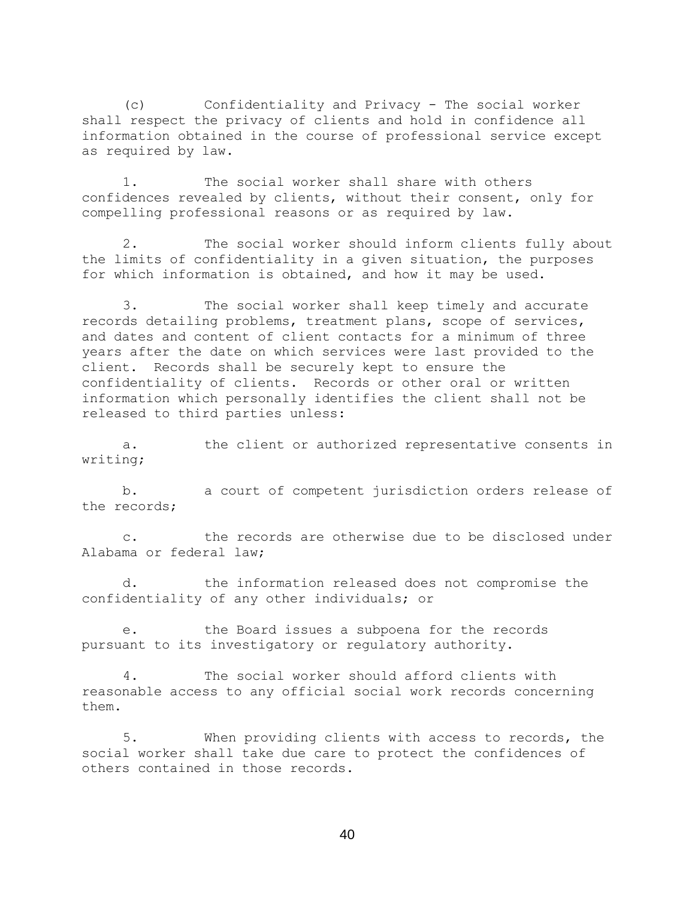(c) Confidentiality and Privacy - The social worker shall respect the privacy of clients and hold in confidence all information obtained in the course of professional service except as required by law.

1. The social worker shall share with others confidences revealed by clients, without their consent, only for compelling professional reasons or as required by law.

2. The social worker should inform clients fully about the limits of confidentiality in a given situation, the purposes for which information is obtained, and how it may be used.

3. The social worker shall keep timely and accurate records detailing problems, treatment plans, scope of services, and dates and content of client contacts for a minimum of three years after the date on which services were last provided to the client. Records shall be securely kept to ensure the confidentiality of clients. Records or other oral or written information which personally identifies the client shall not be released to third parties unless:

a. the client or authorized representative consents in writing;

b. a court of competent jurisdiction orders release of the records;

c. the records are otherwise due to be disclosed under Alabama or federal law;

d. the information released does not compromise the confidentiality of any other individuals; or

e. the Board issues a subpoena for the records pursuant to its investigatory or regulatory authority.

4. The social worker should afford clients with reasonable access to any official social work records concerning them.

5. When providing clients with access to records, the social worker shall take due care to protect the confidences of others contained in those records.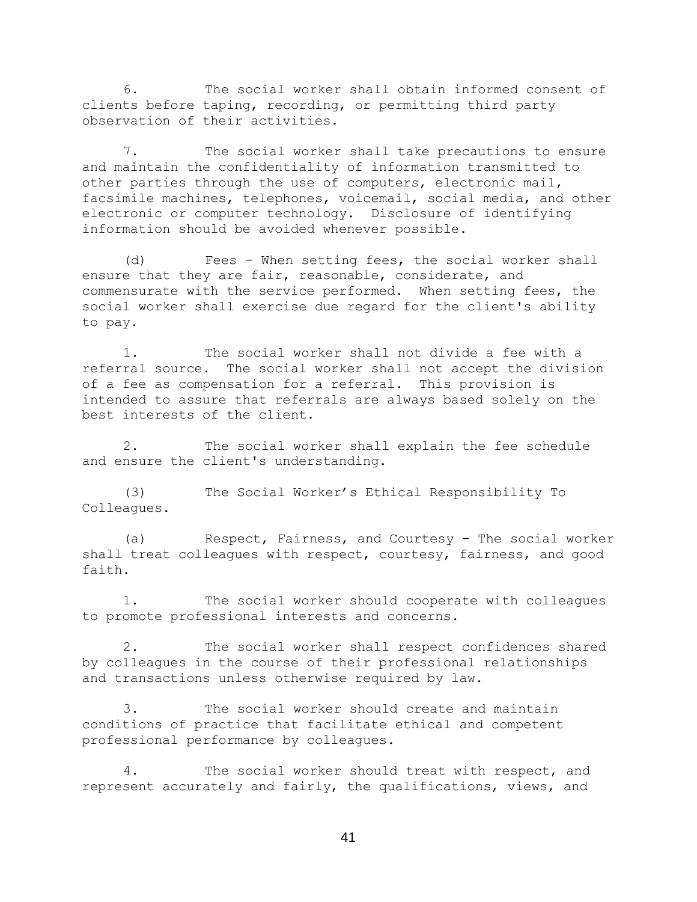6. The social worker shall obtain informed consent of clients before taping, recording, or permitting third party observation of their activities.

7. The social worker shall take precautions to ensure and maintain the confidentiality of information transmitted to other parties through the use of computers, electronic mail, facsimile machines, telephones, voicemail, social media, and other electronic or computer technology. Disclosure of identifying information should be avoided whenever possible.

(d) Fees - When setting fees, the social worker shall ensure that they are fair, reasonable, considerate, and commensurate with the service performed. When setting fees, the social worker shall exercise due regard for the client's ability to pay.

1. The social worker shall not divide a fee with a referral source. The social worker shall not accept the division of a fee as compensation for a referral. This provision is intended to assure that referrals are always based solely on the best interests of the client.

2. The social worker shall explain the fee schedule and ensure the client's understanding.

(3) The Social Worker's Ethical Responsibility To Colleagues.

(a) Respect, Fairness, and Courtesy - The social worker shall treat colleagues with respect, courtesy, fairness, and good faith.

1. The social worker should cooperate with colleagues to promote professional interests and concerns.

2. The social worker shall respect confidences shared by colleagues in the course of their professional relationships and transactions unless otherwise required by law.

3. The social worker should create and maintain conditions of practice that facilitate ethical and competent professional performance by colleagues.

4. The social worker should treat with respect, and represent accurately and fairly, the qualifications, views, and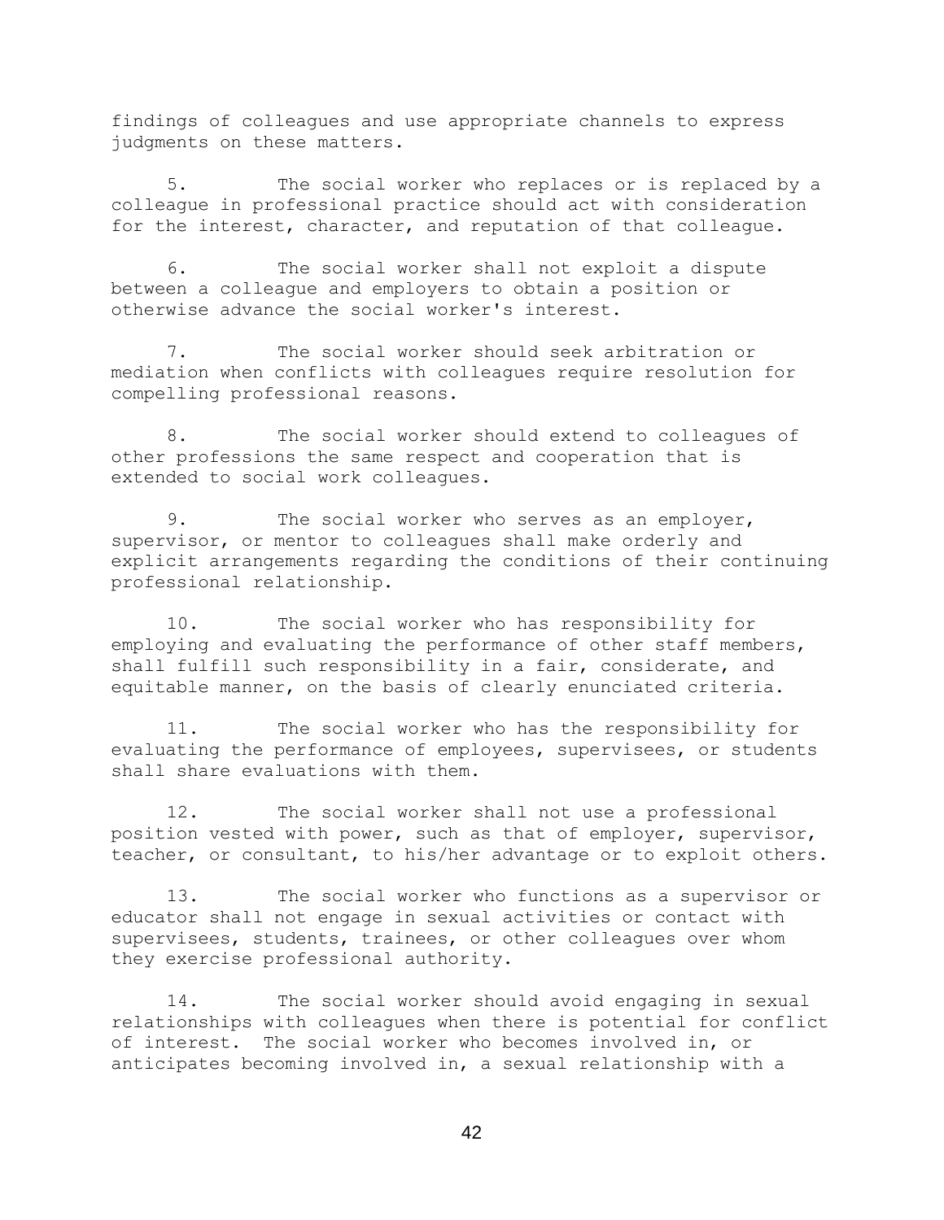findings of colleagues and use appropriate channels to express judgments on these matters.

5. The social worker who replaces or is replaced by a colleague in professional practice should act with consideration for the interest, character, and reputation of that colleague.

6. The social worker shall not exploit a dispute between a colleague and employers to obtain a position or otherwise advance the social worker's interest.

7. The social worker should seek arbitration or mediation when conflicts with colleagues require resolution for compelling professional reasons.

8. The social worker should extend to colleagues of other professions the same respect and cooperation that is extended to social work colleagues.

9. The social worker who serves as an employer, supervisor, or mentor to colleagues shall make orderly and explicit arrangements regarding the conditions of their continuing professional relationship.

10. The social worker who has responsibility for employing and evaluating the performance of other staff members, shall fulfill such responsibility in a fair, considerate, and equitable manner, on the basis of clearly enunciated criteria.

11. The social worker who has the responsibility for evaluating the performance of employees, supervisees, or students shall share evaluations with them.

12. The social worker shall not use a professional position vested with power, such as that of employer, supervisor, teacher, or consultant, to his/her advantage or to exploit others.

13. The social worker who functions as a supervisor or educator shall not engage in sexual activities or contact with supervisees, students, trainees, or other colleagues over whom they exercise professional authority.

14. The social worker should avoid engaging in sexual relationships with colleagues when there is potential for conflict of interest. The social worker who becomes involved in, or anticipates becoming involved in, a sexual relationship with a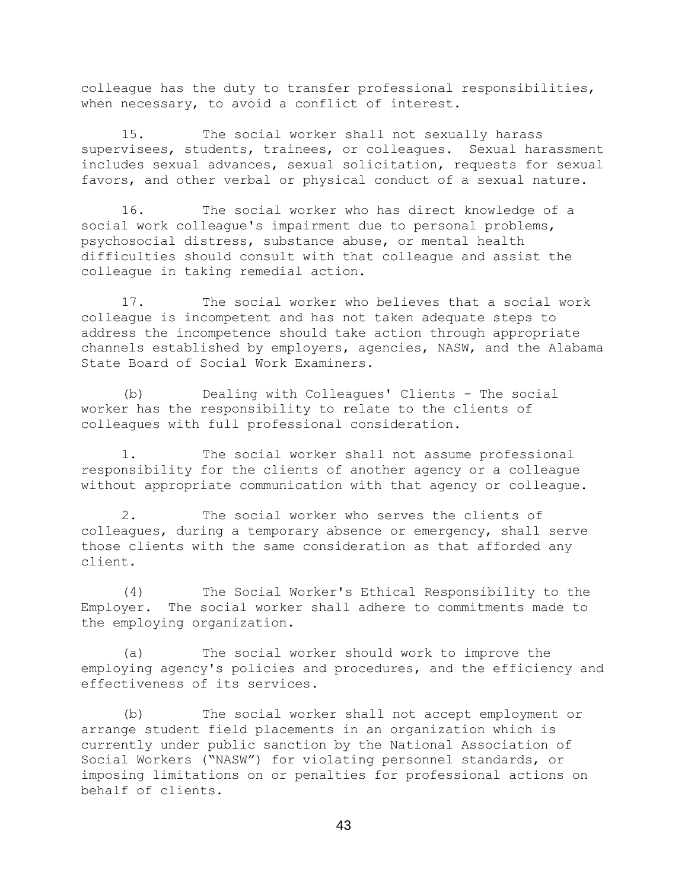colleague has the duty to transfer professional responsibilities, when necessary, to avoid a conflict of interest.

15. The social worker shall not sexually harass supervisees, students, trainees, or colleagues. Sexual harassment includes sexual advances, sexual solicitation, requests for sexual favors, and other verbal or physical conduct of a sexual nature.

16. The social worker who has direct knowledge of a social work colleague's impairment due to personal problems, psychosocial distress, substance abuse, or mental health difficulties should consult with that colleague and assist the colleague in taking remedial action.

17. The social worker who believes that a social work colleague is incompetent and has not taken adequate steps to address the incompetence should take action through appropriate channels established by employers, agencies, NASW, and the Alabama State Board of Social Work Examiners.

(b) Dealing with Colleagues' Clients - The social worker has the responsibility to relate to the clients of colleagues with full professional consideration.

1. The social worker shall not assume professional responsibility for the clients of another agency or a colleague without appropriate communication with that agency or colleague.

2. The social worker who serves the clients of colleagues, during a temporary absence or emergency, shall serve those clients with the same consideration as that afforded any client.

(4) The Social Worker's Ethical Responsibility to the Employer. The social worker shall adhere to commitments made to the employing organization.

(a) The social worker should work to improve the employing agency's policies and procedures, and the efficiency and effectiveness of its services.

(b) The social worker shall not accept employment or arrange student field placements in an organization which is currently under public sanction by the National Association of Social Workers ("NASW") for violating personnel standards, or imposing limitations on or penalties for professional actions on behalf of clients.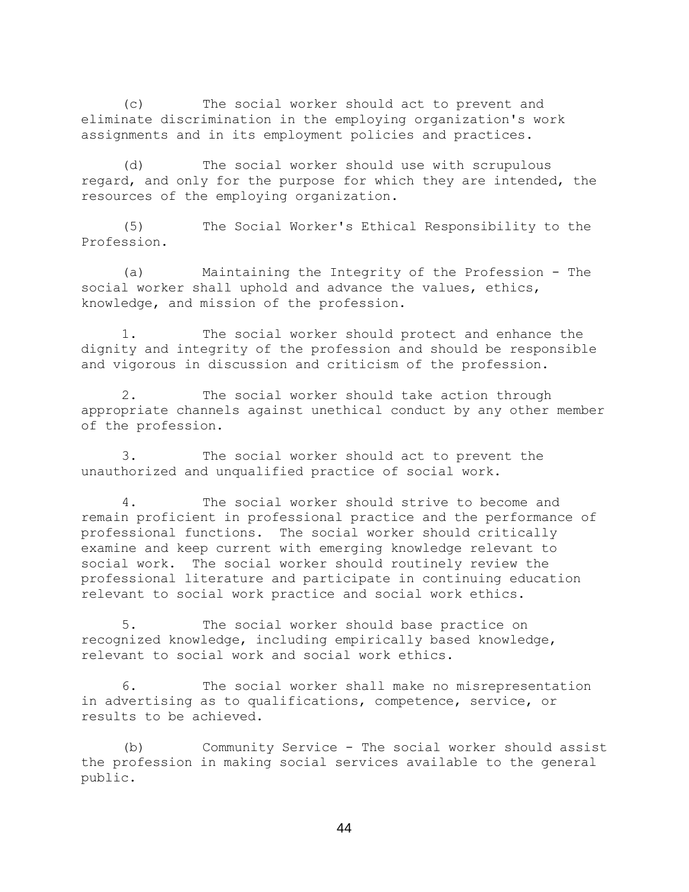(c) The social worker should act to prevent and eliminate discrimination in the employing organization's work assignments and in its employment policies and practices.

(d) The social worker should use with scrupulous regard, and only for the purpose for which they are intended, the resources of the employing organization.

(5) The Social Worker's Ethical Responsibility to the Profession.

(a) Maintaining the Integrity of the Profession - The social worker shall uphold and advance the values, ethics, knowledge, and mission of the profession.

1. The social worker should protect and enhance the dignity and integrity of the profession and should be responsible and vigorous in discussion and criticism of the profession.

2. The social worker should take action through appropriate channels against unethical conduct by any other member of the profession.

3. The social worker should act to prevent the unauthorized and unqualified practice of social work.

4. The social worker should strive to become and remain proficient in professional practice and the performance of professional functions. The social worker should critically examine and keep current with emerging knowledge relevant to social work. The social worker should routinely review the professional literature and participate in continuing education relevant to social work practice and social work ethics.

5. The social worker should base practice on recognized knowledge, including empirically based knowledge, relevant to social work and social work ethics.

6. The social worker shall make no misrepresentation in advertising as to qualifications, competence, service, or results to be achieved.

(b) Community Service - The social worker should assist the profession in making social services available to the general public.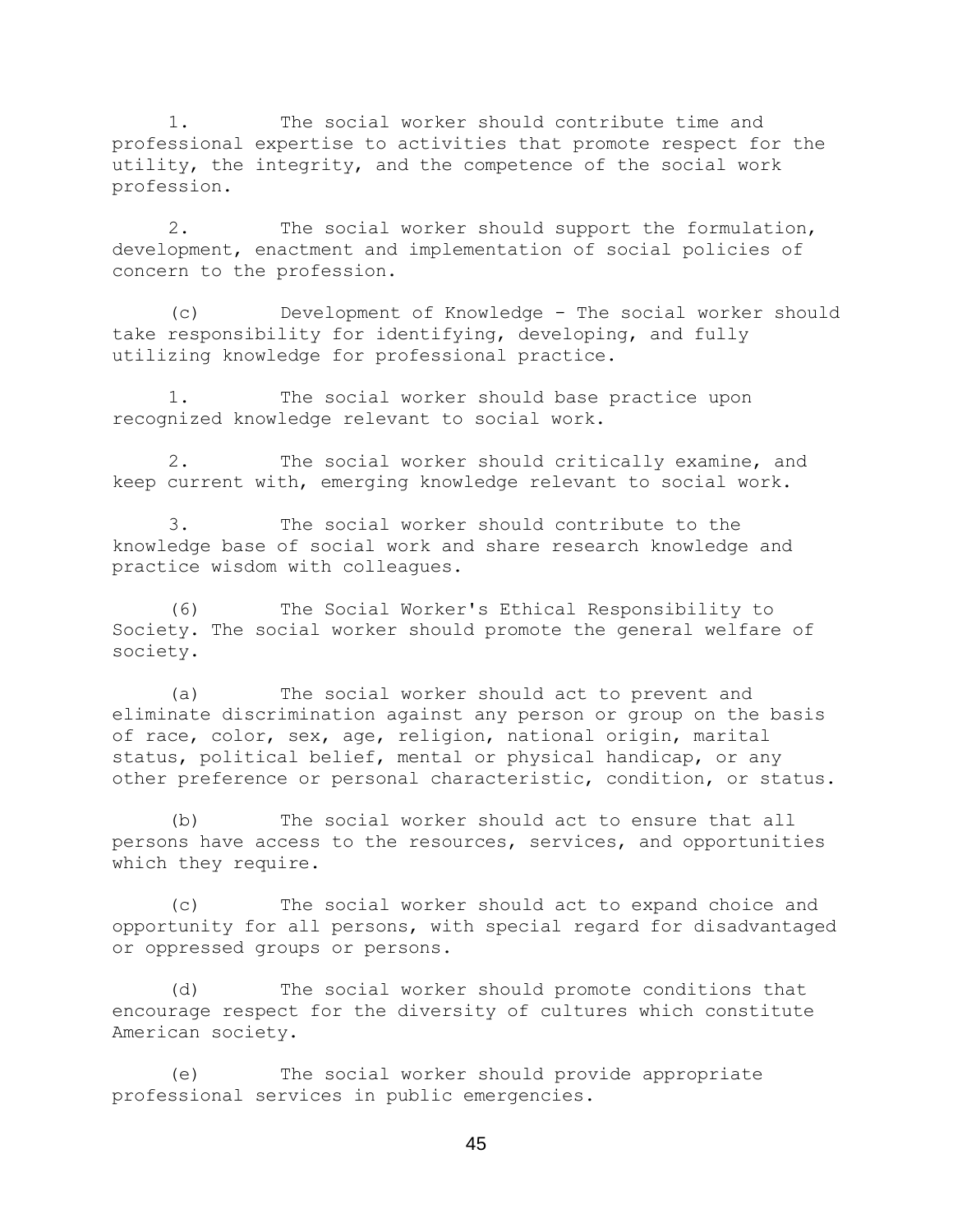1. The social worker should contribute time and professional expertise to activities that promote respect for the utility, the integrity, and the competence of the social work profession.

2. The social worker should support the formulation, development, enactment and implementation of social policies of concern to the profession.

(c) Development of Knowledge - The social worker should take responsibility for identifying, developing, and fully utilizing knowledge for professional practice.

1. The social worker should base practice upon recognized knowledge relevant to social work.

2. The social worker should critically examine, and keep current with, emerging knowledge relevant to social work.

3. The social worker should contribute to the knowledge base of social work and share research knowledge and practice wisdom with colleagues.

(6) The Social Worker's Ethical Responsibility to Society. The social worker should promote the general welfare of society.

(a) The social worker should act to prevent and eliminate discrimination against any person or group on the basis of race, color, sex, age, religion, national origin, marital status, political belief, mental or physical handicap, or any other preference or personal characteristic, condition, or status.

(b) The social worker should act to ensure that all persons have access to the resources, services, and opportunities which they require.

(c) The social worker should act to expand choice and opportunity for all persons, with special regard for disadvantaged or oppressed groups or persons.

(d) The social worker should promote conditions that encourage respect for the diversity of cultures which constitute American society.

(e) The social worker should provide appropriate professional services in public emergencies.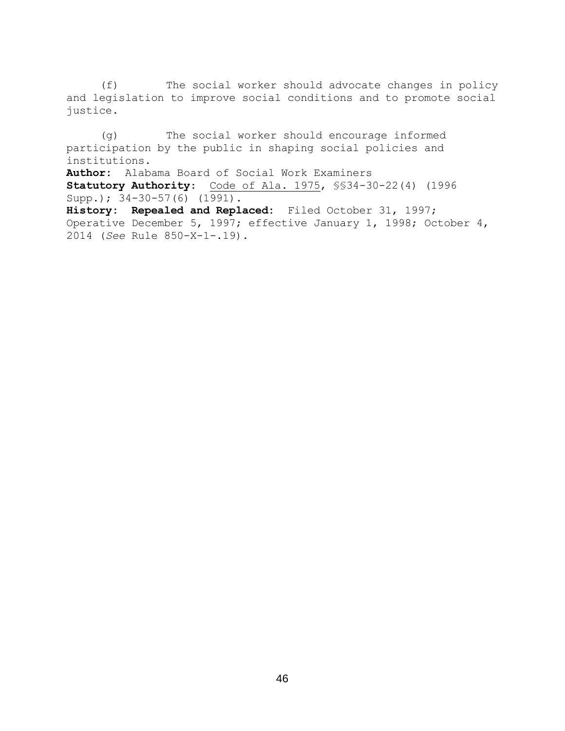(f) The social worker should advocate changes in policy and legislation to improve social conditions and to promote social justice.

(g) The social worker should encourage informed participation by the public in shaping social policies and institutions.

**Author:** Alabama Board of Social Work Examiners
**Statutory Authority:** Code of Ala. 1975, §§34-30-22(4) (1996 Supp.); 34-30-57(6) (1991).
**History: Repealed and Replaced:** Filed October 31, 1997; Operative December 5, 1997; effective January 1, 1998; October 4, 2014 (*See* Rule 850-X-1-.19).